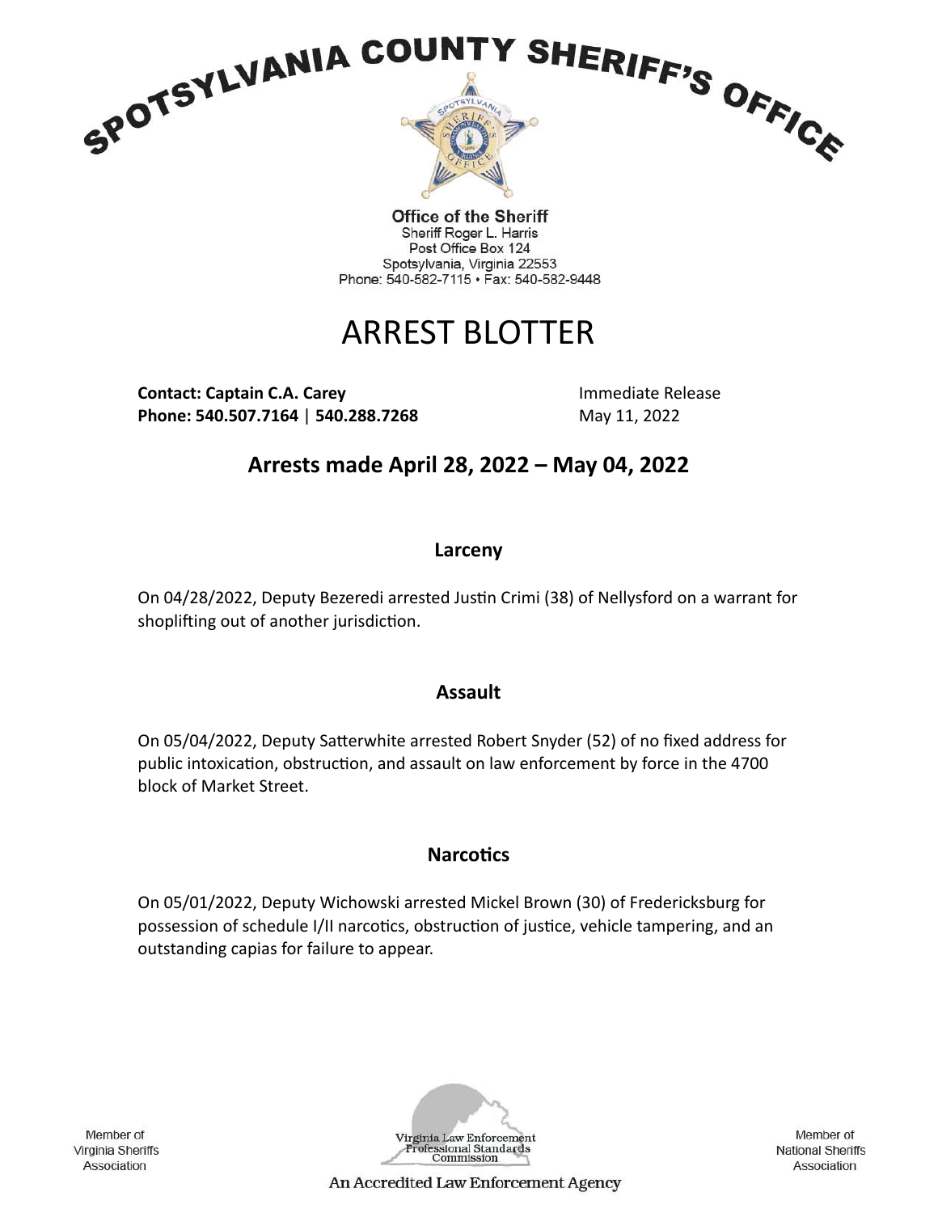# SPOTSYLVANIA COUNTY SHERIFF'S OFFICE

**Office of the Sheriff**
Sheriff Roger L. Harris
Post Office Box 124
Spotsylvania, Virginia 22553
Phone: 540-582-7115 • Fax: 540-582-9448

# ARREST BLOTTER

**Contact: Captain C.A. Carey**
**Phone: 540.507.7164** | **540.288.7268**

Immediate Release
May 11, 2022

## Arrests made April 28, 2022 – May 04, 2022

### Larceny

On 04/28/2022, Deputy Bezeredi arrested Justin Crimi (38) of Nellysford on a warrant for shoplifting out of another jurisdiction.

### Assault

On 05/04/2022, Deputy Satterwhite arrested Robert Snyder (52) of no fixed address for public intoxication, obstruction, and assault on law enforcement by force in the 4700 block of Market Street.

### Narcotics

On 05/01/2022, Deputy Wichowski arrested Mickel Brown (30) of Fredericksburg for possession of schedule I/II narcotics, obstruction of justice, vehicle tampering, and an outstanding capias for failure to appear.

Member of Virginia Sheriffs Association

Virginia Law Enforcement Professional Standards Commission

An Accredited Law Enforcement Agency

Member of National Sheriffs Association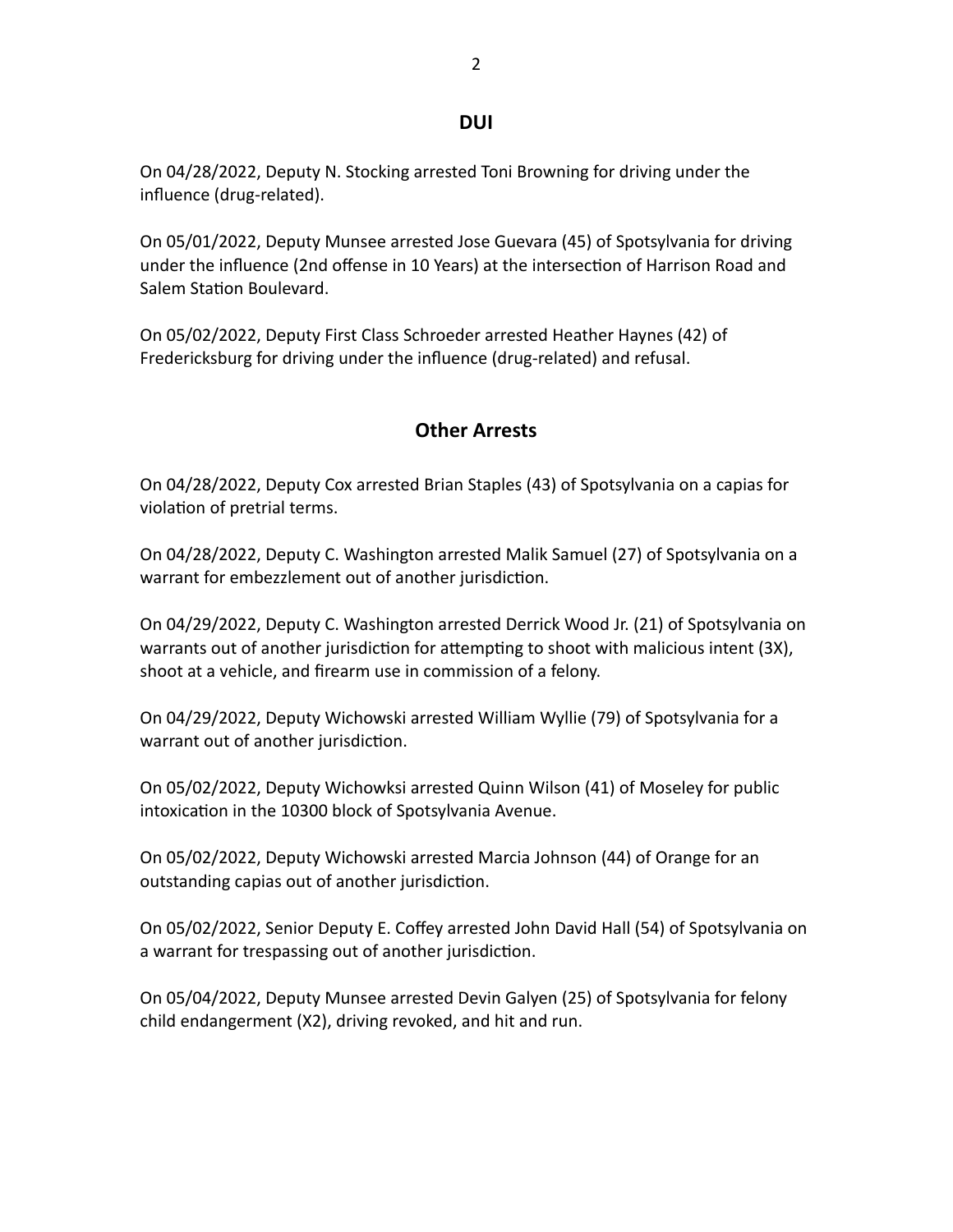## DUI

On 04/28/2022, Deputy N. Stocking arrested Toni Browning for driving under the influence (drug-related).

On 05/01/2022, Deputy Munsee arrested Jose Guevara (45) of Spotsylvania for driving under the influence (2nd offense in 10 Years) at the intersection of Harrison Road and Salem Station Boulevard.

On 05/02/2022, Deputy First Class Schroeder arrested Heather Haynes (42) of Fredericksburg for driving under the influence (drug-related) and refusal.

## Other Arrests

On 04/28/2022, Deputy Cox arrested Brian Staples (43) of Spotsylvania on a capias for violation of pretrial terms.

On 04/28/2022, Deputy C. Washington arrested Malik Samuel (27) of Spotsylvania on a warrant for embezzlement out of another jurisdiction.

On 04/29/2022, Deputy C. Washington arrested Derrick Wood Jr. (21) of Spotsylvania on warrants out of another jurisdiction for attempting to shoot with malicious intent (3X), shoot at a vehicle, and firearm use in commission of a felony.

On 04/29/2022, Deputy Wichowski arrested William Wyllie (79) of Spotsylvania for a warrant out of another jurisdiction.

On 05/02/2022, Deputy Wichowksi arrested Quinn Wilson (41) of Moseley for public intoxication in the 10300 block of Spotsylvania Avenue.

On 05/02/2022, Deputy Wichowski arrested Marcia Johnson (44) of Orange for an outstanding capias out of another jurisdiction.

On 05/02/2022, Senior Deputy E. Coffey arrested John David Hall (54) of Spotsylvania on a warrant for trespassing out of another jurisdiction.

On 05/04/2022, Deputy Munsee arrested Devin Galyen (25) of Spotsylvania for felony child endangerment (X2), driving revoked, and hit and run.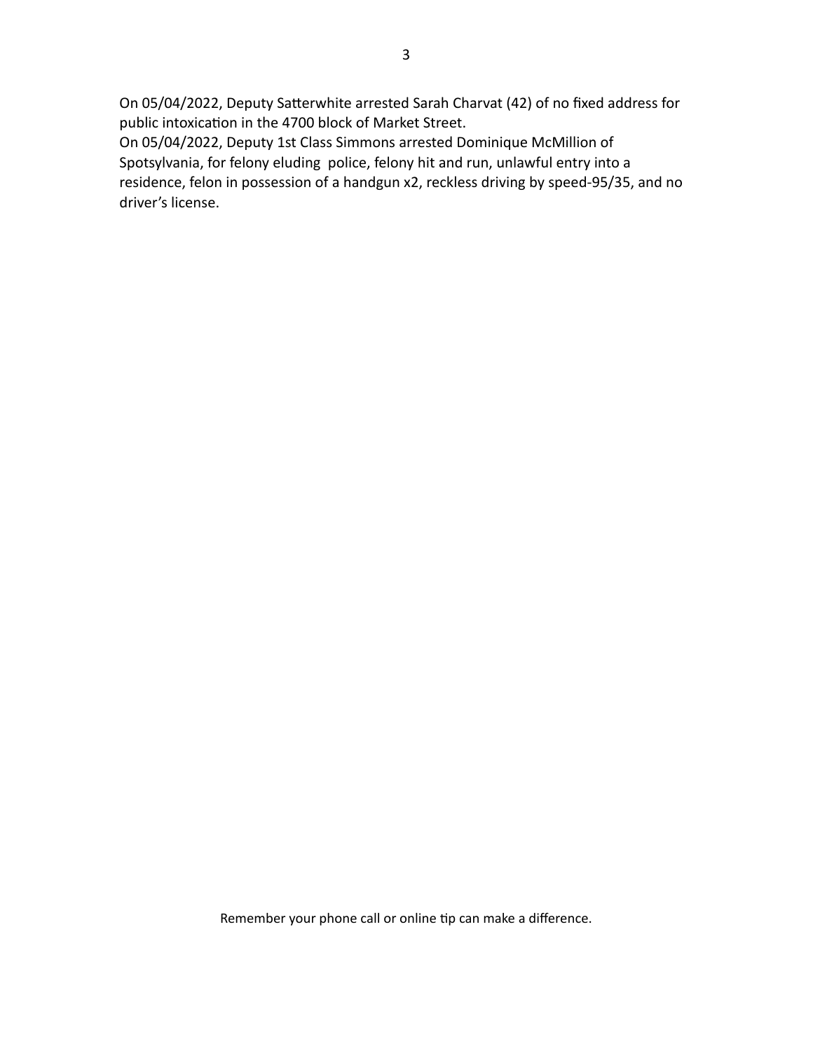On 05/04/2022, Deputy Satterwhite arrested Sarah Charvat (42) of no fixed address for public intoxication in the 4700 block of Market Street.

On 05/04/2022, Deputy 1st Class Simmons arrested Dominique McMillion of Spotsylvania, for felony eluding police, felony hit and run, unlawful entry into a residence, felon in possession of a handgun x2, reckless driving by speed-95/35, and no driver's license.

Remember your phone call or online tip can make a difference.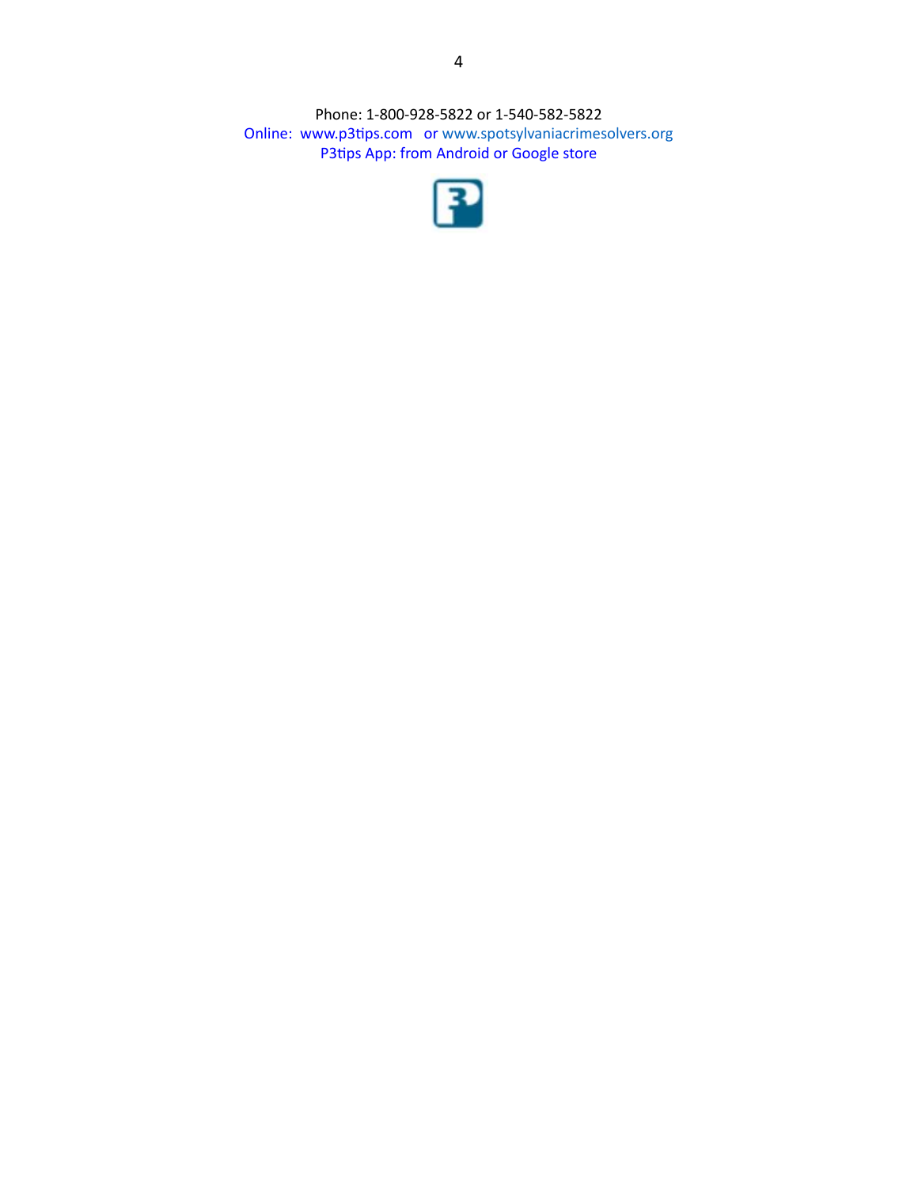Phone: 1-800-928-5822 or 1-540-582-5822

Online: www.p3tips.com or www.spotsylvaniacrimesolvers.org

P3tips App: from Android or Google store